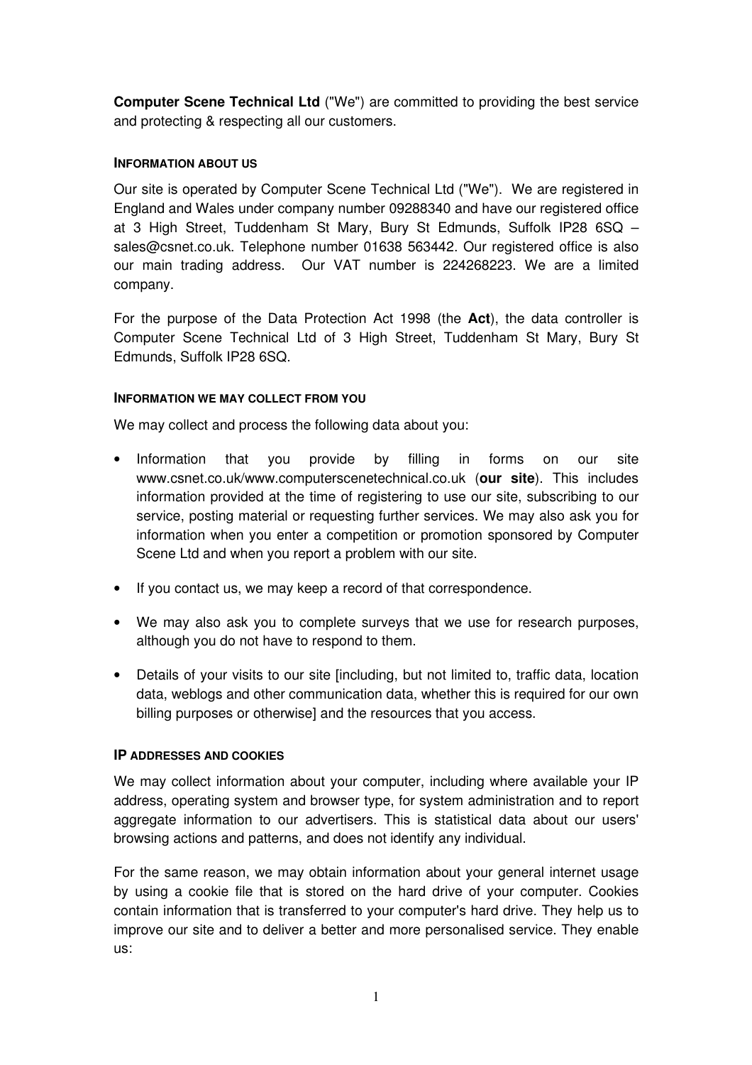**Computer Scene Technical Ltd** ("We") are committed to providing the best service and protecting & respecting all our customers.

#### INFORMATION ABOUT US

Our site is operated by Computer Scene Technical Ltd ("We"). We are registered in England and Wales under company number 09288340 and have our registered office at 3 High Street, Tuddenham St Mary, Bury St Edmunds, Suffolk IP28 6SQ – sales@csnet.co.uk. Telephone number 01638 563442. Our registered office is also our main trading address. Our VAT number is 224268223. We are a limited company.

For the purpose of the Data Protection Act 1998 (the **Act**), the data controller is Computer Scene Technical Ltd of 3 High Street, Tuddenham St Mary, Bury St Edmunds, Suffolk IP28 6SQ.

#### INFORMATION WE MAY COLLECT FROM YOU

We may collect and process the following data about you:

- Information that you provide by filling in forms on our site www.csnet.co.uk/www.computerscenetechnical.co.uk (**our site**). This includes information provided at the time of registering to use our site, subscribing to our service, posting material or requesting further services. We may also ask you for information when you enter a competition or promotion sponsored by Computer Scene Ltd and when you report a problem with our site.
- If you contact us, we may keep a record of that correspondence.
- We may also ask you to complete surveys that we use for research purposes, although you do not have to respond to them.
- Details of your visits to our site [including, but not limited to, traffic data, location data, weblogs and other communication data, whether this is required for our own billing purposes or otherwise] and the resources that you access.

#### IP ADDRESSES AND COOKIES

We may collect information about your computer, including where available your IP address, operating system and browser type, for system administration and to report aggregate information to our advertisers. This is statistical data about our users' browsing actions and patterns, and does not identify any individual.

For the same reason, we may obtain information about your general internet usage by using a cookie file that is stored on the hard drive of your computer. Cookies contain information that is transferred to your computer's hard drive. They help us to improve our site and to deliver a better and more personalised service. They enable us: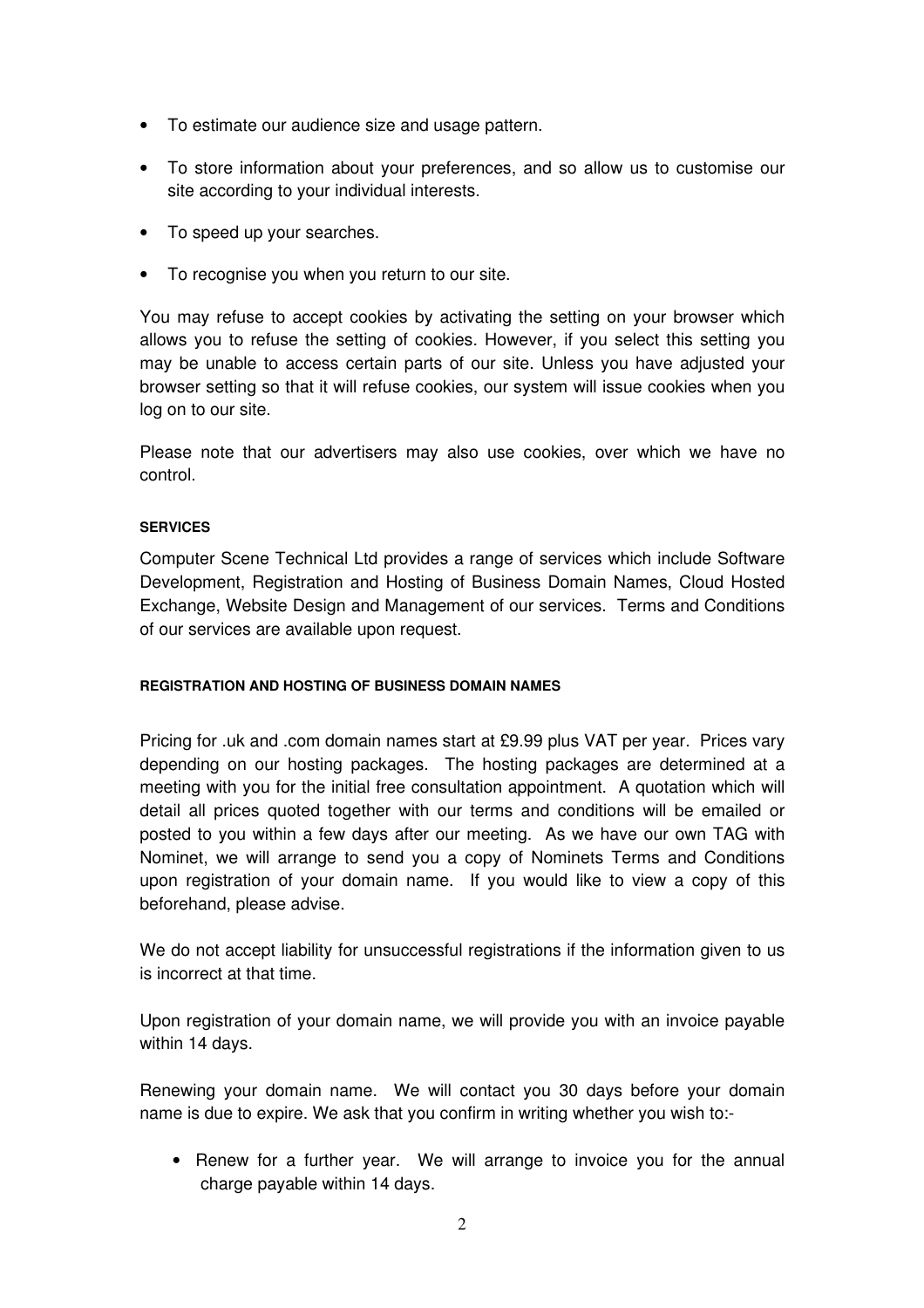- To estimate our audience size and usage pattern.
- To store information about your preferences, and so allow us to customise our site according to your individual interests.
- To speed up your searches.
- To recognise you when you return to our site.

You may refuse to accept cookies by activating the setting on your browser which allows you to refuse the setting of cookies. However, if you select this setting you may be unable to access certain parts of our site. Unless you have adjusted your browser setting so that it will refuse cookies, our system will issue cookies when you log on to our site.

Please note that our advertisers may also use cookies, over which we have no control.

#### SERVICES

Computer Scene Technical Ltd provides a range of services which include Software Development, Registration and Hosting of Business Domain Names, Cloud Hosted Exchange, Website Design and Management of our services. Terms and Conditions of our services are available upon request.

#### REGISTRATION AND HOSTING OF BUSINESS DOMAIN NAMES

Pricing for .uk and .com domain names start at £9.99 plus VAT per year. Prices vary depending on our hosting packages. The hosting packages are determined at a meeting with you for the initial free consultation appointment. A quotation which will detail all prices quoted together with our terms and conditions will be emailed or posted to you within a few days after our meeting. As we have our own TAG with Nominet, we will arrange to send you a copy of Nominets Terms and Conditions upon registration of your domain name. If you would like to view a copy of this beforehand, please advise.

We do not accept liability for unsuccessful registrations if the information given to us is incorrect at that time.

Upon registration of your domain name, we will provide you with an invoice payable within 14 days.

Renewing your domain name. We will contact you 30 days before your domain name is due to expire. We ask that you confirm in writing whether you wish to:-

- Renew for a further year. We will arrange to invoice you for the annual charge payable within 14 days.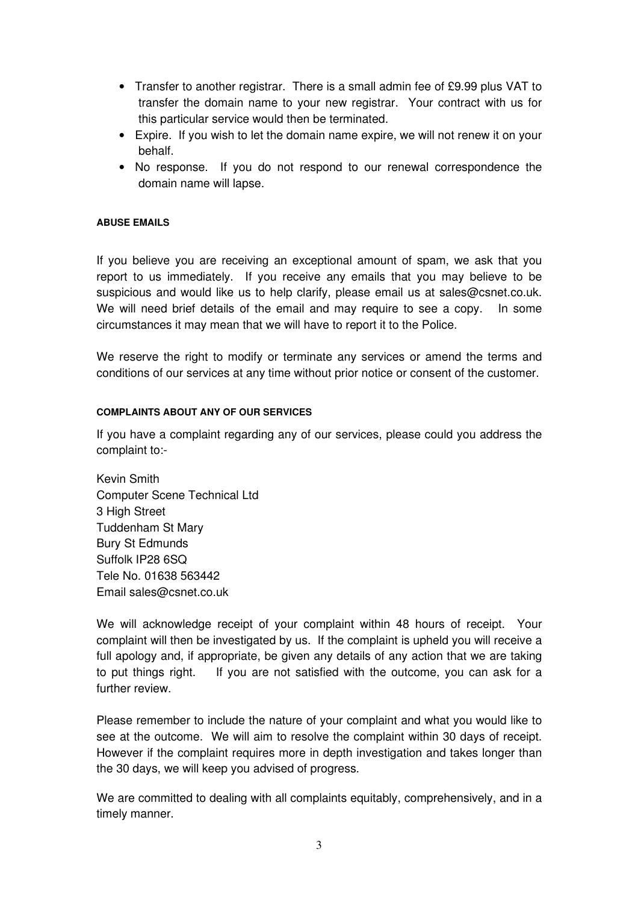- Transfer to another registrar. There is a small admin fee of £9.99 plus VAT to transfer the domain name to your new registrar. Your contract with us for this particular service would then be terminated.
- Expire. If you wish to let the domain name expire, we will not renew it on your behalf.
- No response. If you do not respond to our renewal correspondence the domain name will lapse.

#### ABUSE EMAILS

If you believe you are receiving an exceptional amount of spam, we ask that you report to us immediately. If you receive any emails that you may believe to be suspicious and would like us to help clarify, please email us at sales@csnet.co.uk. We will need brief details of the email and may require to see a copy. In some circumstances it may mean that we will have to report it to the Police.

We reserve the right to modify or terminate any services or amend the terms and conditions of our services at any time without prior notice or consent of the customer.

#### COMPLAINTS ABOUT ANY OF OUR SERVICES

If you have a complaint regarding any of our services, please could you address the complaint to:-

Kevin Smith
Computer Scene Technical Ltd
3 High Street
Tuddenham St Mary
Bury St Edmunds
Suffolk IP28 6SQ
Tele No. 01638 563442
Email sales@csnet.co.uk

We will acknowledge receipt of your complaint within 48 hours of receipt. Your complaint will then be investigated by us. If the complaint is upheld you will receive a full apology and, if appropriate, be given any details of any action that we are taking to put things right. If you are not satisfied with the outcome, you can ask for a further review.

Please remember to include the nature of your complaint and what you would like to see at the outcome. We will aim to resolve the complaint within 30 days of receipt. However if the complaint requires more in depth investigation and takes longer than the 30 days, we will keep you advised of progress.

We are committed to dealing with all complaints equitably, comprehensively, and in a timely manner.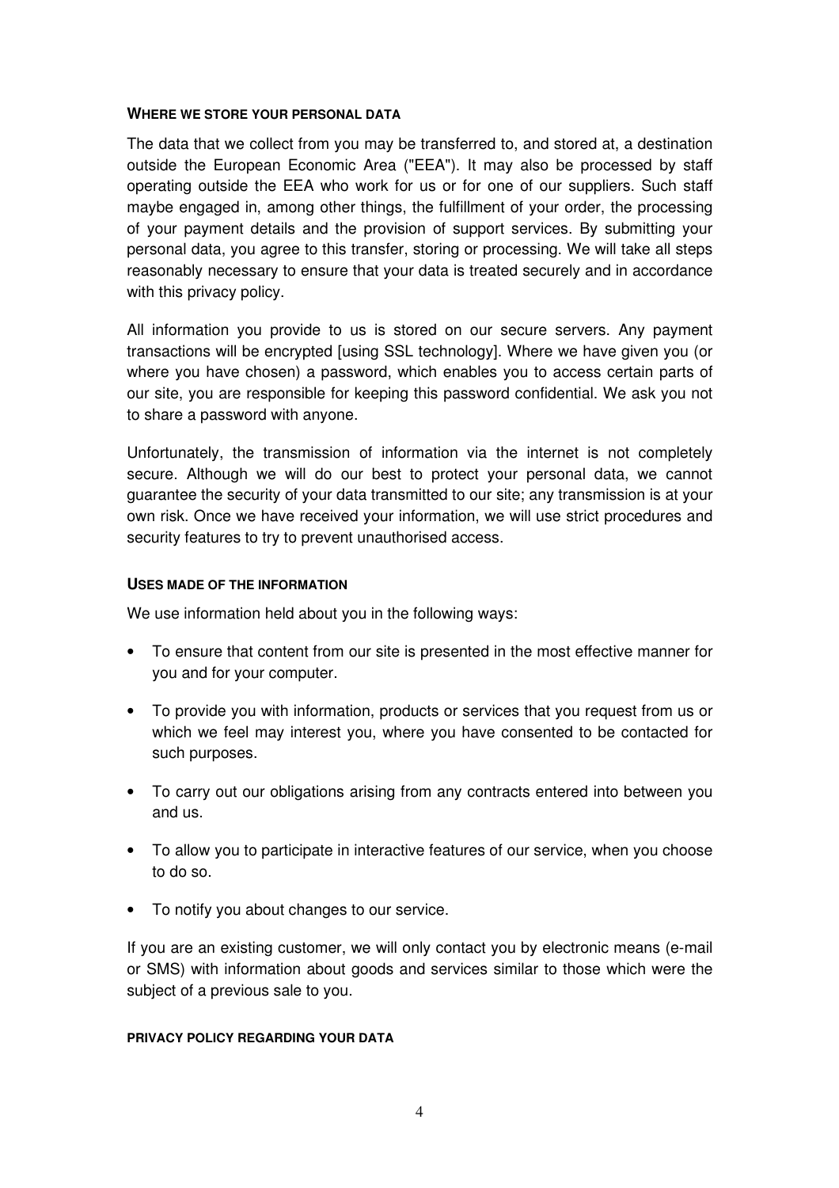## WHERE WE STORE YOUR PERSONAL DATA

The data that we collect from you may be transferred to, and stored at, a destination outside the European Economic Area ("EEA"). It may also be processed by staff operating outside the EEA who work for us or for one of our suppliers. Such staff maybe engaged in, among other things, the fulfillment of your order, the processing of your payment details and the provision of support services. By submitting your personal data, you agree to this transfer, storing or processing. We will take all steps reasonably necessary to ensure that your data is treated securely and in accordance with this privacy policy.

All information you provide to us is stored on our secure servers. Any payment transactions will be encrypted [using SSL technology]. Where we have given you (or where you have chosen) a password, which enables you to access certain parts of our site, you are responsible for keeping this password confidential. We ask you not to share a password with anyone.

Unfortunately, the transmission of information via the internet is not completely secure. Although we will do our best to protect your personal data, we cannot guarantee the security of your data transmitted to our site; any transmission is at your own risk. Once we have received your information, we will use strict procedures and security features to try to prevent unauthorised access.

## USES MADE OF THE INFORMATION

We use information held about you in the following ways:

- To ensure that content from our site is presented in the most effective manner for you and for your computer.
- To provide you with information, products or services that you request from us or which we feel may interest you, where you have consented to be contacted for such purposes.
- To carry out our obligations arising from any contracts entered into between you and us.
- To allow you to participate in interactive features of our service, when you choose to do so.
- To notify you about changes to our service.

If you are an existing customer, we will only contact you by electronic means (e-mail or SMS) with information about goods and services similar to those which were the subject of a previous sale to you.

## PRIVACY POLICY REGARDING YOUR DATA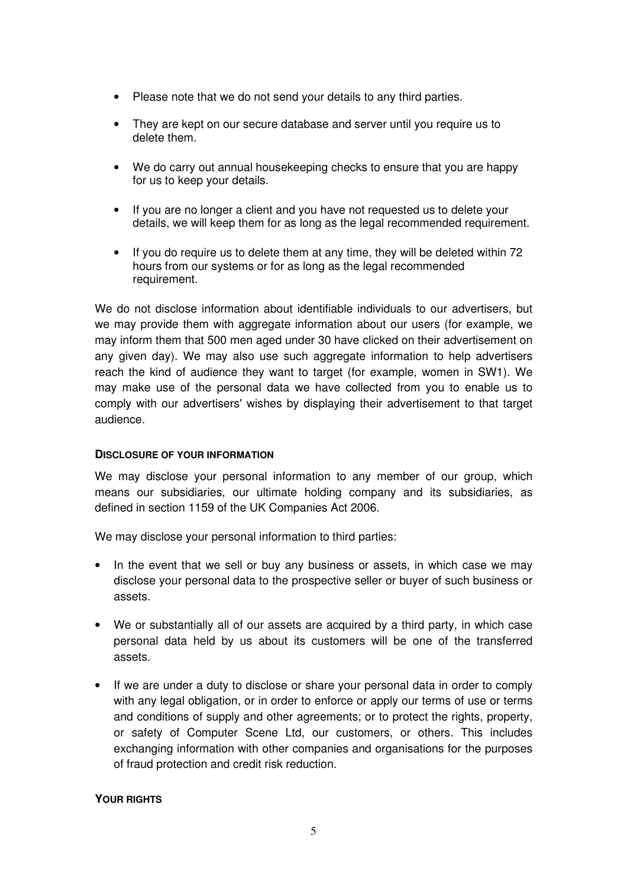- Please note that we do not send your details to any third parties.
- They are kept on our secure database and server until you require us to delete them.
- We do carry out annual housekeeping checks to ensure that you are happy for us to keep your details.
- If you are no longer a client and you have not requested us to delete your details, we will keep them for as long as the legal recommended requirement.
- If you do require us to delete them at any time, they will be deleted within 72 hours from our systems or for as long as the legal recommended requirement.

We do not disclose information about identifiable individuals to our advertisers, but we may provide them with aggregate information about our users (for example, we may inform them that 500 men aged under 30 have clicked on their advertisement on any given day). We may also use such aggregate information to help advertisers reach the kind of audience they want to target (for example, women in SW1). We may make use of the personal data we have collected from you to enable us to comply with our advertisers' wishes by displaying their advertisement to that target audience.

#### DISCLOSURE OF YOUR INFORMATION

We may disclose your personal information to any member of our group, which means our subsidiaries, our ultimate holding company and its subsidiaries, as defined in section 1159 of the UK Companies Act 2006.

We may disclose your personal information to third parties:

- In the event that we sell or buy any business or assets, in which case we may disclose your personal data to the prospective seller or buyer of such business or assets.
- We or substantially all of our assets are acquired by a third party, in which case personal data held by us about its customers will be one of the transferred assets.
- If we are under a duty to disclose or share your personal data in order to comply with any legal obligation, or in order to enforce or apply our terms of use or terms and conditions of supply and other agreements; or to protect the rights, property, or safety of Computer Scene Ltd, our customers, or others. This includes exchanging information with other companies and organisations for the purposes of fraud protection and credit risk reduction.

#### YOUR RIGHTS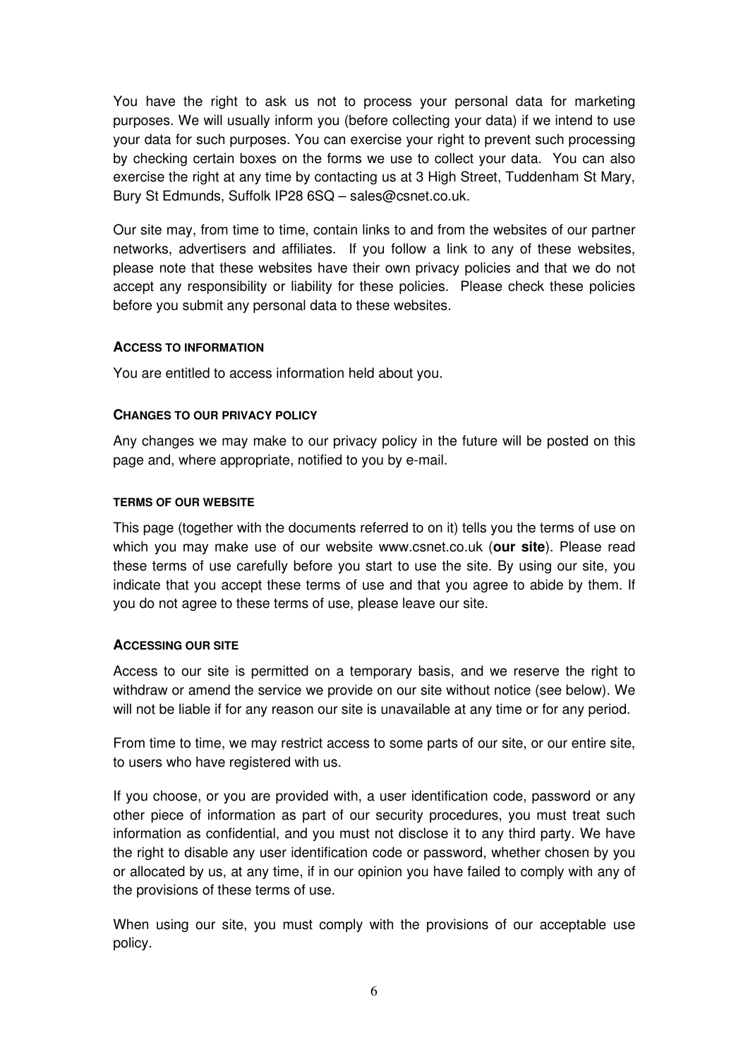You have the right to ask us not to process your personal data for marketing purposes. We will usually inform you (before collecting your data) if we intend to use your data for such purposes. You can exercise your right to prevent such processing by checking certain boxes on the forms we use to collect your data. You can also exercise the right at any time by contacting us at 3 High Street, Tuddenham St Mary, Bury St Edmunds, Suffolk IP28 6SQ – sales@csnet.co.uk.

Our site may, from time to time, contain links to and from the websites of our partner networks, advertisers and affiliates. If you follow a link to any of these websites, please note that these websites have their own privacy policies and that we do not accept any responsibility or liability for these policies. Please check these policies before you submit any personal data to these websites.

### ACCESS TO INFORMATION

You are entitled to access information held about you.

### CHANGES TO OUR PRIVACY POLICY

Any changes we may make to our privacy policy in the future will be posted on this page and, where appropriate, notified to you by e-mail.

### TERMS OF OUR WEBSITE

This page (together with the documents referred to on it) tells you the terms of use on which you may make use of our website www.csnet.co.uk (**our site**). Please read these terms of use carefully before you start to use the site. By using our site, you indicate that you accept these terms of use and that you agree to abide by them. If you do not agree to these terms of use, please leave our site.

### ACCESSING OUR SITE

Access to our site is permitted on a temporary basis, and we reserve the right to withdraw or amend the service we provide on our site without notice (see below). We will not be liable if for any reason our site is unavailable at any time or for any period.

From time to time, we may restrict access to some parts of our site, or our entire site, to users who have registered with us.

If you choose, or you are provided with, a user identification code, password or any other piece of information as part of our security procedures, you must treat such information as confidential, and you must not disclose it to any third party. We have the right to disable any user identification code or password, whether chosen by you or allocated by us, at any time, if in our opinion you have failed to comply with any of the provisions of these terms of use.

When using our site, you must comply with the provisions of our acceptable use policy.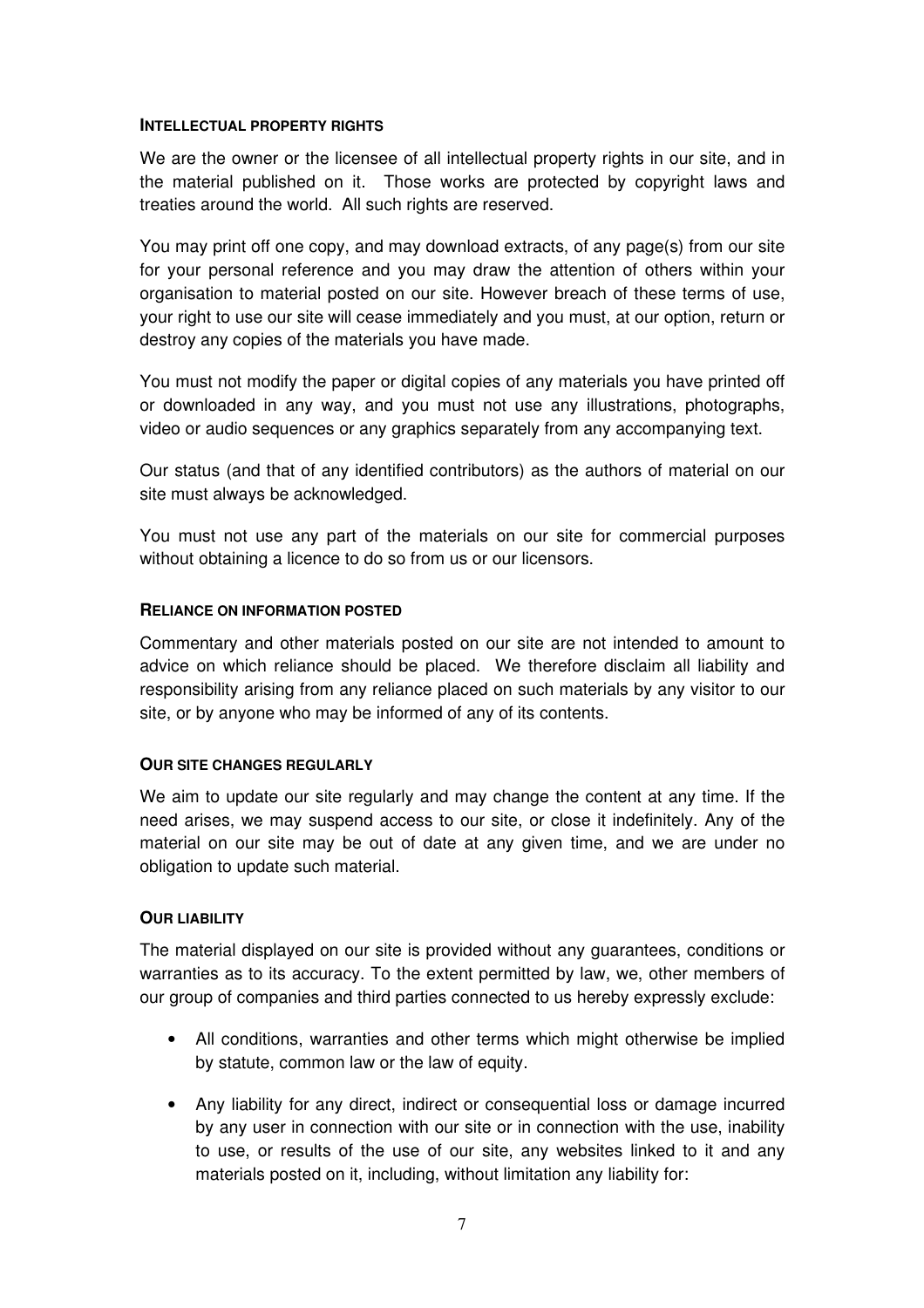## INTELLECTUAL PROPERTY RIGHTS

We are the owner or the licensee of all intellectual property rights in our site, and in the material published on it. Those works are protected by copyright laws and treaties around the world. All such rights are reserved.

You may print off one copy, and may download extracts, of any page(s) from our site for your personal reference and you may draw the attention of others within your organisation to material posted on our site. However breach of these terms of use, your right to use our site will cease immediately and you must, at our option, return or destroy any copies of the materials you have made.

You must not modify the paper or digital copies of any materials you have printed off or downloaded in any way, and you must not use any illustrations, photographs, video or audio sequences or any graphics separately from any accompanying text.

Our status (and that of any identified contributors) as the authors of material on our site must always be acknowledged.

You must not use any part of the materials on our site for commercial purposes without obtaining a licence to do so from us or our licensors.

## RELIANCE ON INFORMATION POSTED

Commentary and other materials posted on our site are not intended to amount to advice on which reliance should be placed. We therefore disclaim all liability and responsibility arising from any reliance placed on such materials by any visitor to our site, or by anyone who may be informed of any of its contents.

## OUR SITE CHANGES REGULARLY

We aim to update our site regularly and may change the content at any time. If the need arises, we may suspend access to our site, or close it indefinitely. Any of the material on our site may be out of date at any given time, and we are under no obligation to update such material.

## OUR LIABILITY

The material displayed on our site is provided without any guarantees, conditions or warranties as to its accuracy. To the extent permitted by law, we, other members of our group of companies and third parties connected to us hereby expressly exclude:

- All conditions, warranties and other terms which might otherwise be implied by statute, common law or the law of equity.
- Any liability for any direct, indirect or consequential loss or damage incurred by any user in connection with our site or in connection with the use, inability to use, or results of the use of our site, any websites linked to it and any materials posted on it, including, without limitation any liability for: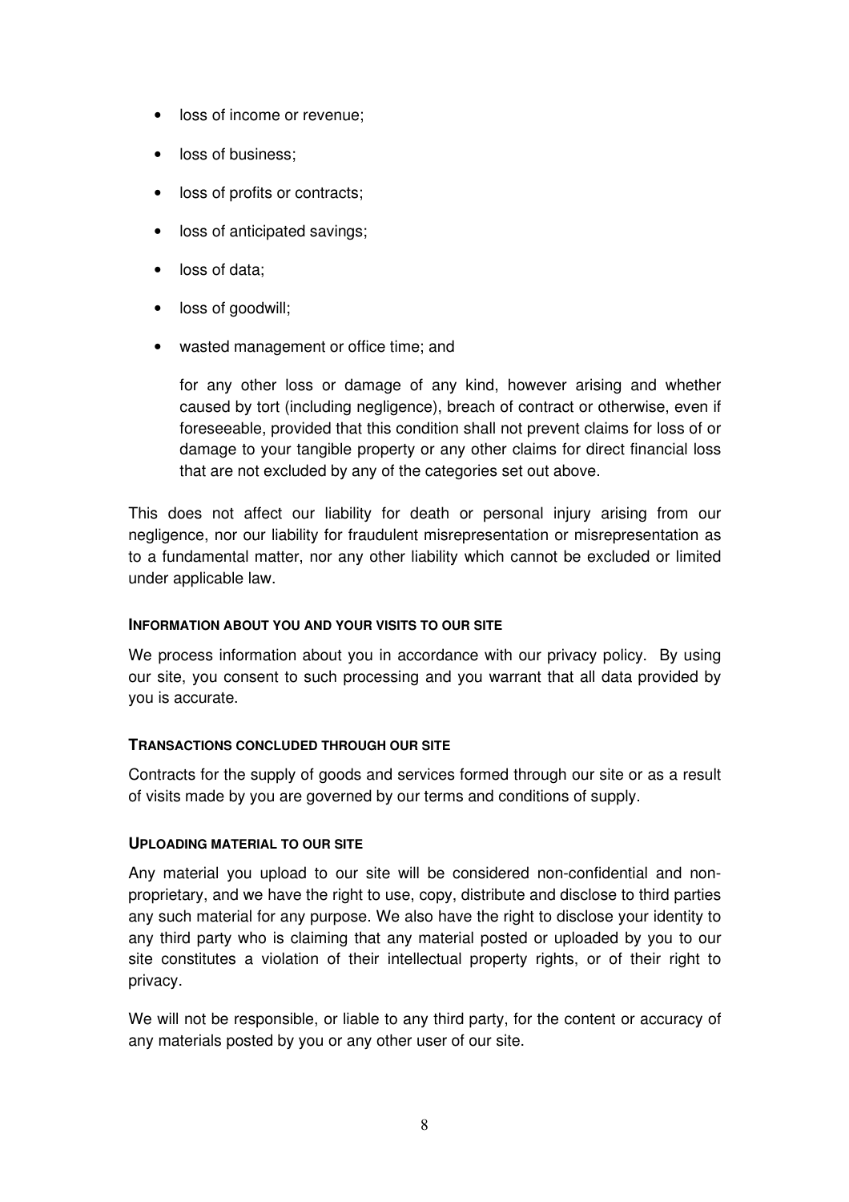- loss of income or revenue;
- loss of business;
- loss of profits or contracts;
- loss of anticipated savings;
- loss of data;
- loss of goodwill;
- wasted management or office time; and

  for any other loss or damage of any kind, however arising and whether caused by tort (including negligence), breach of contract or otherwise, even if foreseeable, provided that this condition shall not prevent claims for loss of or damage to your tangible property or any other claims for direct financial loss that are not excluded by any of the categories set out above.

This does not affect our liability for death or personal injury arising from our negligence, nor our liability for fraudulent misrepresentation or misrepresentation as to a fundamental matter, nor any other liability which cannot be excluded or limited under applicable law.

#### INFORMATION ABOUT YOU AND YOUR VISITS TO OUR SITE

We process information about you in accordance with our privacy policy. By using our site, you consent to such processing and you warrant that all data provided by you is accurate.

#### TRANSACTIONS CONCLUDED THROUGH OUR SITE

Contracts for the supply of goods and services formed through our site or as a result of visits made by you are governed by our terms and conditions of supply.

#### UPLOADING MATERIAL TO OUR SITE

Any material you upload to our site will be considered non-confidential and non-proprietary, and we have the right to use, copy, distribute and disclose to third parties any such material for any purpose. We also have the right to disclose your identity to any third party who is claiming that any material posted or uploaded by you to our site constitutes a violation of their intellectual property rights, or of their right to privacy.

We will not be responsible, or liable to any third party, for the content or accuracy of any materials posted by you or any other user of our site.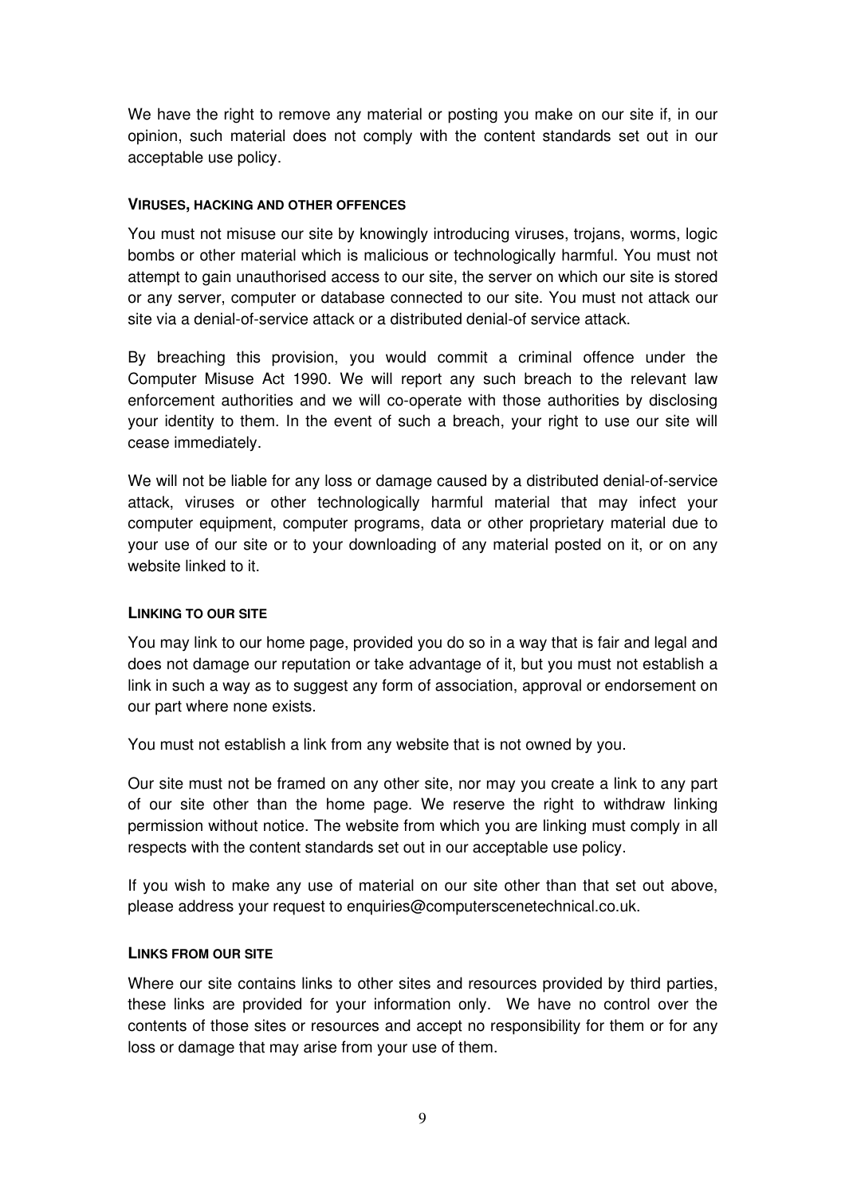We have the right to remove any material or posting you make on our site if, in our opinion, such material does not comply with the content standards set out in our acceptable use policy.

**VIRUSES, HACKING AND OTHER OFFENCES**

You must not misuse our site by knowingly introducing viruses, trojans, worms, logic bombs or other material which is malicious or technologically harmful. You must not attempt to gain unauthorised access to our site, the server on which our site is stored or any server, computer or database connected to our site. You must not attack our site via a denial-of-service attack or a distributed denial-of service attack.

By breaching this provision, you would commit a criminal offence under the Computer Misuse Act 1990. We will report any such breach to the relevant law enforcement authorities and we will co-operate with those authorities by disclosing your identity to them. In the event of such a breach, your right to use our site will cease immediately.

We will not be liable for any loss or damage caused by a distributed denial-of-service attack, viruses or other technologically harmful material that may infect your computer equipment, computer programs, data or other proprietary material due to your use of our site or to your downloading of any material posted on it, or on any website linked to it.

**LINKING TO OUR SITE**

You may link to our home page, provided you do so in a way that is fair and legal and does not damage our reputation or take advantage of it, but you must not establish a link in such a way as to suggest any form of association, approval or endorsement on our part where none exists.

You must not establish a link from any website that is not owned by you.

Our site must not be framed on any other site, nor may you create a link to any part of our site other than the home page. We reserve the right to withdraw linking permission without notice. The website from which you are linking must comply in all respects with the content standards set out in our acceptable use policy.

If you wish to make any use of material on our site other than that set out above, please address your request to enquiries@computerscenetechnical.co.uk.

**LINKS FROM OUR SITE**

Where our site contains links to other sites and resources provided by third parties, these links are provided for your information only. We have no control over the contents of those sites or resources and accept no responsibility for them or for any loss or damage that may arise from your use of them.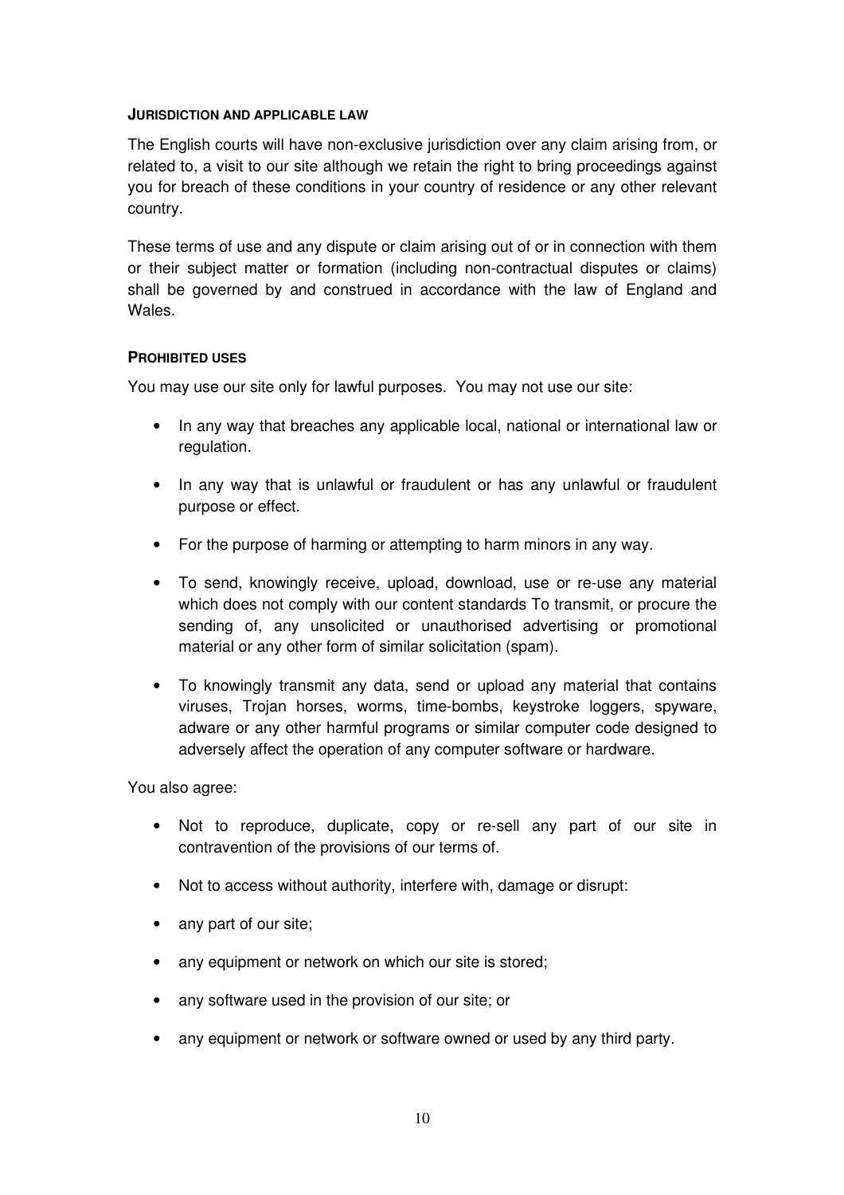#### **JURISDICTION AND APPLICABLE LAW**

The English courts will have non-exclusive jurisdiction over any claim arising from, or related to, a visit to our site although we retain the right to bring proceedings against you for breach of these conditions in your country of residence or any other relevant country.

These terms of use and any dispute or claim arising out of or in connection with them or their subject matter or formation (including non-contractual disputes or claims) shall be governed by and construed in accordance with the law of England and Wales.

#### **PROHIBITED USES**

You may use our site only for lawful purposes. You may not use our site:

- In any way that breaches any applicable local, national or international law or regulation.
- In any way that is unlawful or fraudulent or has any unlawful or fraudulent purpose or effect.
- For the purpose of harming or attempting to harm minors in any way.
- To send, knowingly receive, upload, download, use or re-use any material which does not comply with our content standards To transmit, or procure the sending of, any unsolicited or unauthorised advertising or promotional material or any other form of similar solicitation (spam).
- To knowingly transmit any data, send or upload any material that contains viruses, Trojan horses, worms, time-bombs, keystroke loggers, spyware, adware or any other harmful programs or similar computer code designed to adversely affect the operation of any computer software or hardware.

You also agree:

- Not to reproduce, duplicate, copy or re-sell any part of our site in contravention of the provisions of our terms of.
- Not to access without authority, interfere with, damage or disrupt:
- any part of our site;
- any equipment or network on which our site is stored;
- any software used in the provision of our site; or
- any equipment or network or software owned or used by any third party.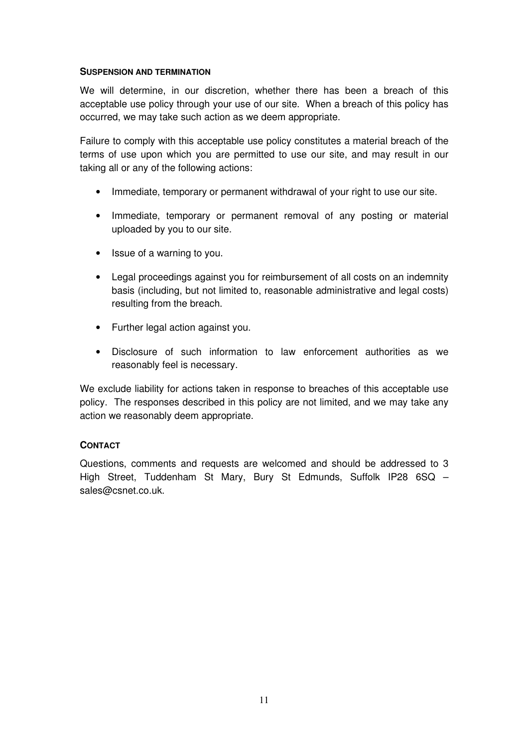### SUSPENSION AND TERMINATION

We will determine, in our discretion, whether there has been a breach of this acceptable use policy through your use of our site. When a breach of this policy has occurred, we may take such action as we deem appropriate.

Failure to comply with this acceptable use policy constitutes a material breach of the terms of use upon which you are permitted to use our site, and may result in our taking all or any of the following actions:

- Immediate, temporary or permanent withdrawal of your right to use our site.
- Immediate, temporary or permanent removal of any posting or material uploaded by you to our site.
- Issue of a warning to you.
- Legal proceedings against you for reimbursement of all costs on an indemnity basis (including, but not limited to, reasonable administrative and legal costs) resulting from the breach.
- Further legal action against you.
- Disclosure of such information to law enforcement authorities as we reasonably feel is necessary.

We exclude liability for actions taken in response to breaches of this acceptable use policy. The responses described in this policy are not limited, and we may take any action we reasonably deem appropriate.

### CONTACT

Questions, comments and requests are welcomed and should be addressed to 3 High Street, Tuddenham St Mary, Bury St Edmunds, Suffolk IP28 6SQ – sales@csnet.co.uk.